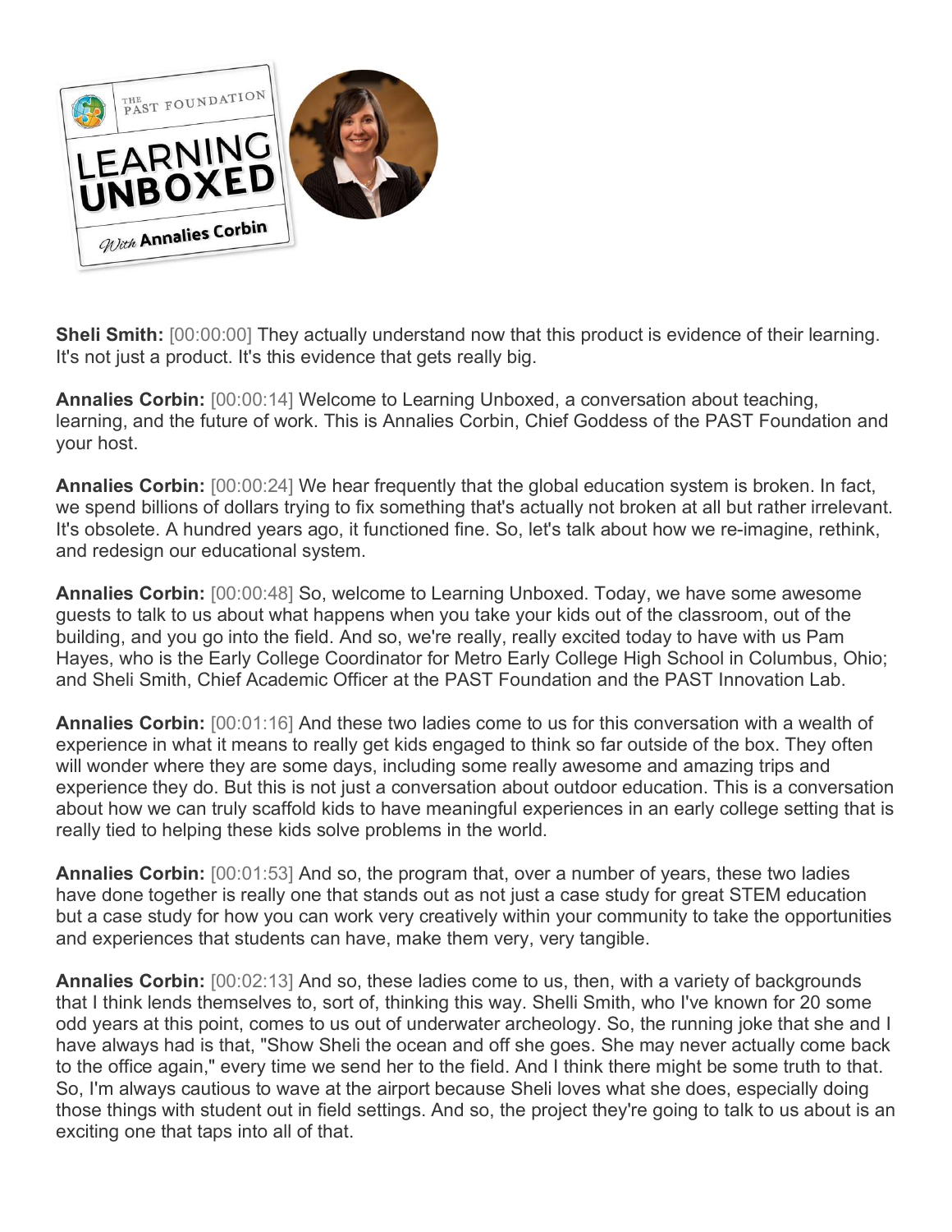**Sheli Smith:** [00:00:00] They actually understand now that this product is evidence of their learning. It's not just a product. It's this evidence that gets really big.

**Annalies Corbin:** [00:00:14] Welcome to Learning Unboxed, a conversation about teaching, learning, and the future of work. This is Annalies Corbin, Chief Goddess of the PAST Foundation and your host.

**Annalies Corbin:** [00:00:24] We hear frequently that the global education system is broken. In fact, we spend billions of dollars trying to fix something that's actually not broken at all but rather irrelevant. It's obsolete. A hundred years ago, it functioned fine. So, let's talk about how we re-imagine, rethink, and redesign our educational system.

**Annalies Corbin:** [00:00:48] So, welcome to Learning Unboxed. Today, we have some awesome guests to talk to us about what happens when you take your kids out of the classroom, out of the building, and you go into the field. And so, we're really, really excited today to have with us Pam Hayes, who is the Early College Coordinator for Metro Early College High School in Columbus, Ohio; and Sheli Smith, Chief Academic Officer at the PAST Foundation and the PAST Innovation Lab.

**Annalies Corbin:** [00:01:16] And these two ladies come to us for this conversation with a wealth of experience in what it means to really get kids engaged to think so far outside of the box. They often will wonder where they are some days, including some really awesome and amazing trips and experience they do. But this is not just a conversation about outdoor education. This is a conversation about how we can truly scaffold kids to have meaningful experiences in an early college setting that is really tied to helping these kids solve problems in the world.

**Annalies Corbin:** [00:01:53] And so, the program that, over a number of years, these two ladies have done together is really one that stands out as not just a case study for great STEM education but a case study for how you can work very creatively within your community to take the opportunities and experiences that students can have, make them very, very tangible.

**Annalies Corbin:** [00:02:13] And so, these ladies come to us, then, with a variety of backgrounds that I think lends themselves to, sort of, thinking this way. Shelli Smith, who I've known for 20 some odd years at this point, comes to us out of underwater archeology. So, the running joke that she and I have always had is that, "Show Sheli the ocean and off she goes. She may never actually come back to the office again," every time we send her to the field. And I think there might be some truth to that. So, I'm always cautious to wave at the airport because Sheli loves what she does, especially doing those things with student out in field settings. And so, the project they're going to talk to us about is an exciting one that taps into all of that.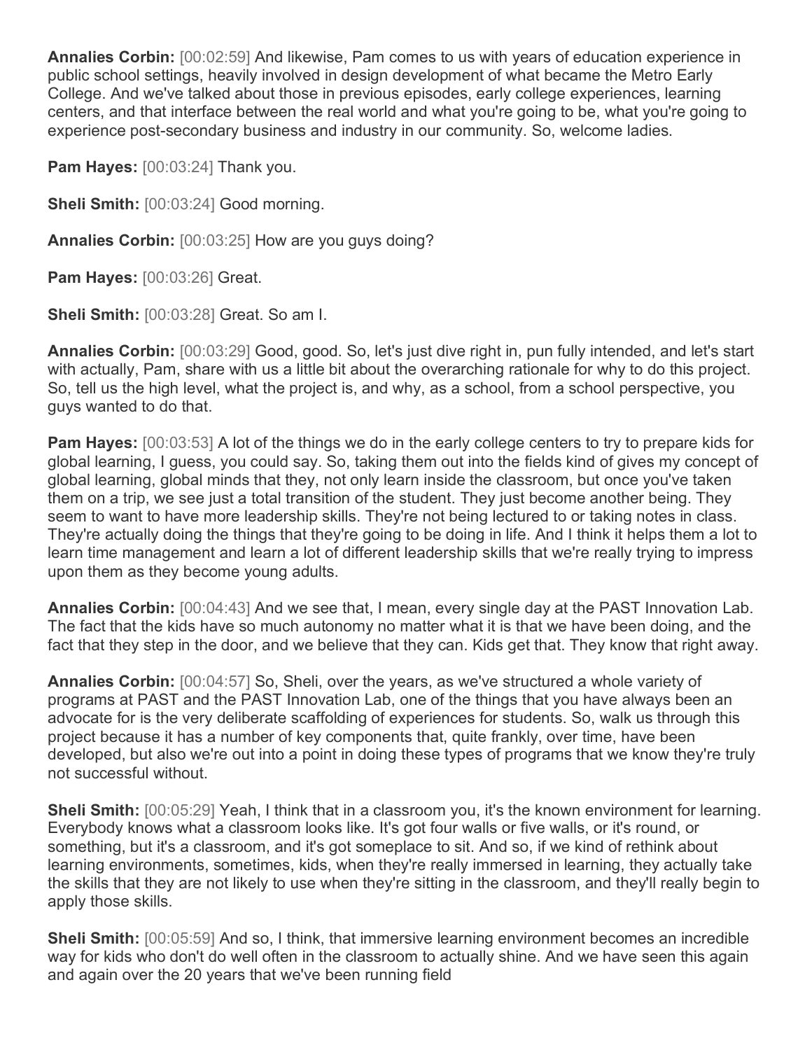**Annalies Corbin:** [00:02:59] And likewise, Pam comes to us with years of education experience in public school settings, heavily involved in design development of what became the Metro Early College. And we've talked about those in previous episodes, early college experiences, learning centers, and that interface between the real world and what you're going to be, what you're going to experience post-secondary business and industry in our community. So, welcome ladies.

**Pam Hayes:** [00:03:24] Thank you.

**Sheli Smith:** [00:03:24] Good morning.

**Annalies Corbin:** [00:03:25] How are you guys doing?

**Pam Hayes:** [00:03:26] Great.

**Sheli Smith:** [00:03:28] Great. So am I.

**Annalies Corbin:** [00:03:29] Good, good. So, let's just dive right in, pun fully intended, and let's start with actually, Pam, share with us a little bit about the overarching rationale for why to do this project. So, tell us the high level, what the project is, and why, as a school, from a school perspective, you guys wanted to do that.

**Pam Hayes:** [00:03:53] A lot of the things we do in the early college centers to try to prepare kids for global learning, I guess, you could say. So, taking them out into the fields kind of gives my concept of global learning, global minds that they, not only learn inside the classroom, but once you've taken them on a trip, we see just a total transition of the student. They just become another being. They seem to want to have more leadership skills. They're not being lectured to or taking notes in class. They're actually doing the things that they're going to be doing in life. And I think it helps them a lot to learn time management and learn a lot of different leadership skills that we're really trying to impress upon them as they become young adults.

**Annalies Corbin:** [00:04:43] And we see that, I mean, every single day at the PAST Innovation Lab. The fact that the kids have so much autonomy no matter what it is that we have been doing, and the fact that they step in the door, and we believe that they can. Kids get that. They know that right away.

**Annalies Corbin:** [00:04:57] So, Sheli, over the years, as we've structured a whole variety of programs at PAST and the PAST Innovation Lab, one of the things that you have always been an advocate for is the very deliberate scaffolding of experiences for students. So, walk us through this project because it has a number of key components that, quite frankly, over time, have been developed, but also we're out into a point in doing these types of programs that we know they're truly not successful without.

**Sheli Smith:** [00:05:29] Yeah, I think that in a classroom you, it's the known environment for learning. Everybody knows what a classroom looks like. It's got four walls or five walls, or it's round, or something, but it's a classroom, and it's got someplace to sit. And so, if we kind of rethink about learning environments, sometimes, kids, when they're really immersed in learning, they actually take the skills that they are not likely to use when they're sitting in the classroom, and they'll really begin to apply those skills.

**Sheli Smith:** [00:05:59] And so, I think, that immersive learning environment becomes an incredible way for kids who don't do well often in the classroom to actually shine. And we have seen this again and again over the 20 years that we've been running field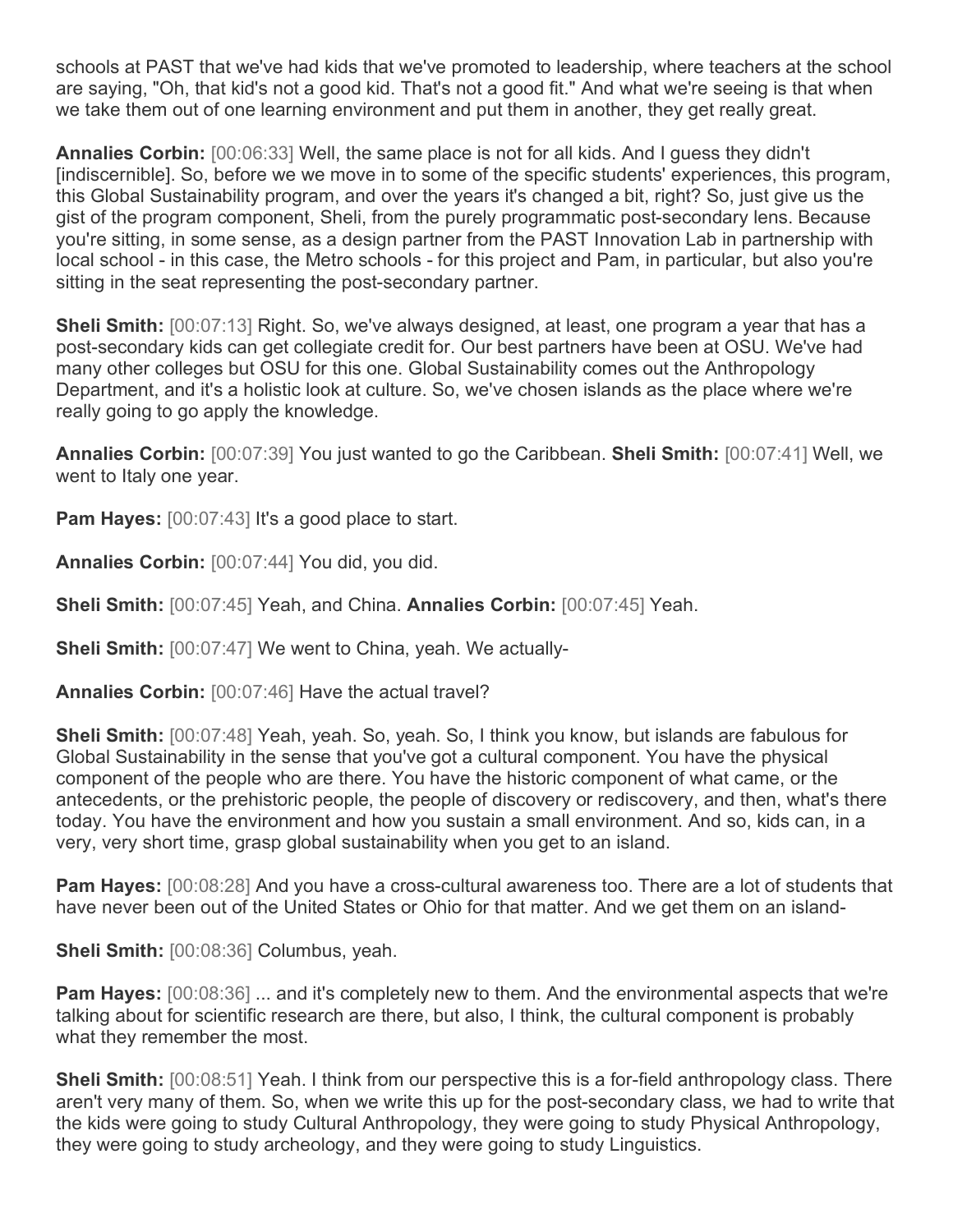schools at PAST that we've had kids that we've promoted to leadership, where teachers at the school are saying, "Oh, that kid's not a good kid. That's not a good fit." And what we're seeing is that when we take them out of one learning environment and put them in another, they get really great.

**Annalies Corbin:** [00:06:33] Well, the same place is not for all kids. And I guess they didn't [indiscernible]. So, before we we move in to some of the specific students' experiences, this program, this Global Sustainability program, and over the years it's changed a bit, right? So, just give us the gist of the program component, Sheli, from the purely programmatic post-secondary lens. Because you're sitting, in some sense, as a design partner from the PAST Innovation Lab in partnership with local school - in this case, the Metro schools - for this project and Pam, in particular, but also you're sitting in the seat representing the post-secondary partner.

**Sheli Smith:** [00:07:13] Right. So, we've always designed, at least, one program a year that has a post-secondary kids can get collegiate credit for. Our best partners have been at OSU. We've had many other colleges but OSU for this one. Global Sustainability comes out the Anthropology Department, and it's a holistic look at culture. So, we've chosen islands as the place where we're really going to go apply the knowledge.

**Annalies Corbin:** [00:07:39] You just wanted to go the Caribbean. **Sheli Smith:** [00:07:41] Well, we went to Italy one year.

**Pam Hayes:** [00:07:43] It's a good place to start.

**Annalies Corbin:** [00:07:44] You did, you did.

**Sheli Smith:** [00:07:45] Yeah, and China. **Annalies Corbin:** [00:07:45] Yeah.

**Sheli Smith:** [00:07:47] We went to China, yeah. We actually-

**Annalies Corbin:** [00:07:46] Have the actual travel?

**Sheli Smith:** [00:07:48] Yeah, yeah. So, yeah. So, I think you know, but islands are fabulous for Global Sustainability in the sense that you've got a cultural component. You have the physical component of the people who are there. You have the historic component of what came, or the antecedents, or the prehistoric people, the people of discovery or rediscovery, and then, what's there today. You have the environment and how you sustain a small environment. And so, kids can, in a very, very short time, grasp global sustainability when you get to an island.

**Pam Hayes:** [00:08:28] And you have a cross-cultural awareness too. There are a lot of students that have never been out of the United States or Ohio for that matter. And we get them on an island-

**Sheli Smith:** [00:08:36] Columbus, yeah.

**Pam Hayes:** [00:08:36] ... and it's completely new to them. And the environmental aspects that we're talking about for scientific research are there, but also, I think, the cultural component is probably what they remember the most.

**Sheli Smith:** [00:08:51] Yeah. I think from our perspective this is a for-field anthropology class. There aren't very many of them. So, when we write this up for the post-secondary class, we had to write that the kids were going to study Cultural Anthropology, they were going to study Physical Anthropology, they were going to study archeology, and they were going to study Linguistics.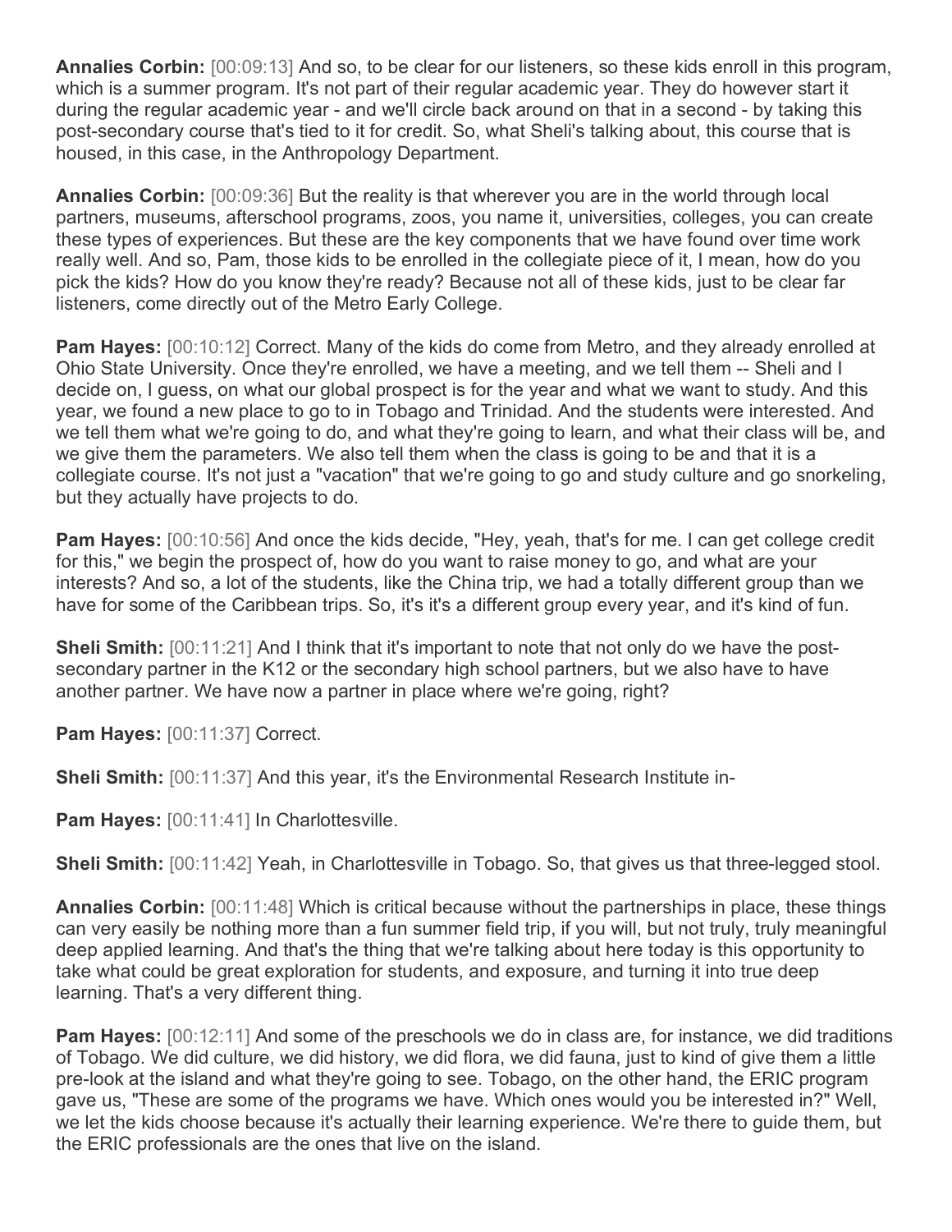**Annalies Corbin:** [00:09:13] And so, to be clear for our listeners, so these kids enroll in this program, which is a summer program. It's not part of their regular academic year. They do however start it during the regular academic year - and we'll circle back around on that in a second - by taking this post-secondary course that's tied to it for credit. So, what Sheli's talking about, this course that is housed, in this case, in the Anthropology Department.

**Annalies Corbin:** [00:09:36] But the reality is that wherever you are in the world through local partners, museums, afterschool programs, zoos, you name it, universities, colleges, you can create these types of experiences. But these are the key components that we have found over time work really well. And so, Pam, those kids to be enrolled in the collegiate piece of it, I mean, how do you pick the kids? How do you know they're ready? Because not all of these kids, just to be clear far listeners, come directly out of the Metro Early College.

**Pam Hayes:** [00:10:12] Correct. Many of the kids do come from Metro, and they already enrolled at Ohio State University. Once they're enrolled, we have a meeting, and we tell them -- Sheli and I decide on, I guess, on what our global prospect is for the year and what we want to study. And this year, we found a new place to go to in Tobago and Trinidad. And the students were interested. And we tell them what we're going to do, and what they're going to learn, and what their class will be, and we give them the parameters. We also tell them when the class is going to be and that it is a collegiate course. It's not just a "vacation" that we're going to go and study culture and go snorkeling, but they actually have projects to do.

**Pam Hayes:** [00:10:56] And once the kids decide, "Hey, yeah, that's for me. I can get college credit for this," we begin the prospect of, how do you want to raise money to go, and what are your interests? And so, a lot of the students, like the China trip, we had a totally different group than we have for some of the Caribbean trips. So, it's it's a different group every year, and it's kind of fun.

**Sheli Smith:** [00:11:21] And I think that it's important to note that not only do we have the post-secondary partner in the K12 or the secondary high school partners, but we also have to have another partner. We have now a partner in place where we're going, right?

**Pam Hayes:** [00:11:37] Correct.

**Sheli Smith:** [00:11:37] And this year, it's the Environmental Research Institute in-

**Pam Hayes:** [00:11:41] In Charlottesville.

**Sheli Smith:** [00:11:42] Yeah, in Charlottesville in Tobago. So, that gives us that three-legged stool.

**Annalies Corbin:** [00:11:48] Which is critical because without the partnerships in place, these things can very easily be nothing more than a fun summer field trip, if you will, but not truly, truly meaningful deep applied learning. And that's the thing that we're talking about here today is this opportunity to take what could be great exploration for students, and exposure, and turning it into true deep learning. That's a very different thing.

**Pam Hayes:** [00:12:11] And some of the preschools we do in class are, for instance, we did traditions of Tobago. We did culture, we did history, we did flora, we did fauna, just to kind of give them a little pre-look at the island and what they're going to see. Tobago, on the other hand, the ERIC program gave us, "These are some of the programs we have. Which ones would you be interested in?" Well, we let the kids choose because it's actually their learning experience. We're there to guide them, but the ERIC professionals are the ones that live on the island.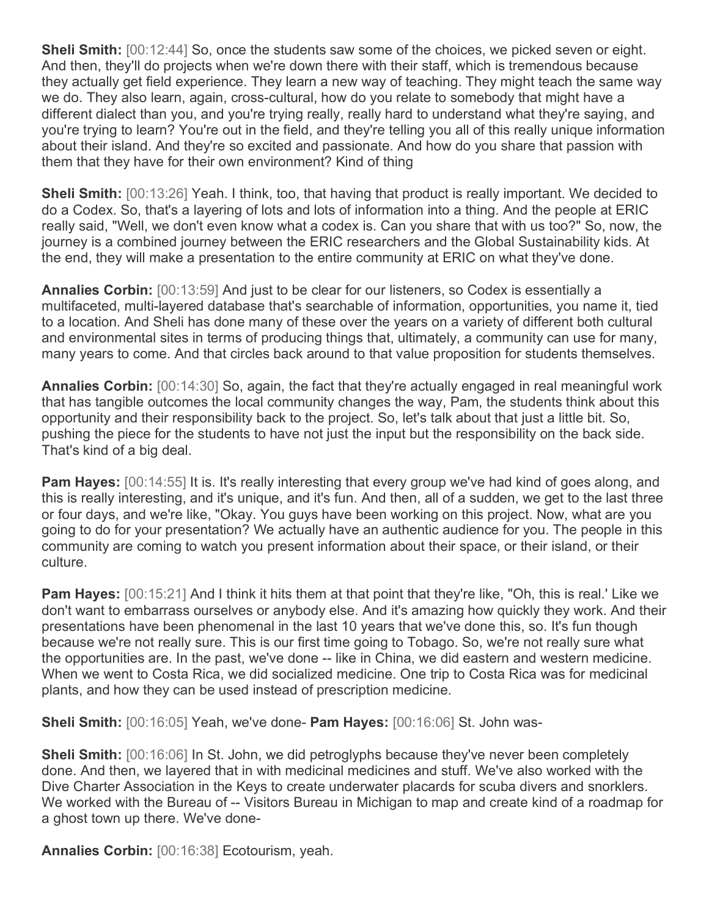**Sheli Smith:** [00:12:44] So, once the students saw some of the choices, we picked seven or eight. And then, they'll do projects when we're down there with their staff, which is tremendous because they actually get field experience. They learn a new way of teaching. They might teach the same way we do. They also learn, again, cross-cultural, how do you relate to somebody that might have a different dialect than you, and you're trying really, really hard to understand what they're saying, and you're trying to learn? You're out in the field, and they're telling you all of this really unique information about their island. And they're so excited and passionate. And how do you share that passion with them that they have for their own environment? Kind of thing

**Sheli Smith:** [00:13:26] Yeah. I think, too, that having that product is really important. We decided to do a Codex. So, that's a layering of lots and lots of information into a thing. And the people at ERIC really said, "Well, we don't even know what a codex is. Can you share that with us too?" So, now, the journey is a combined journey between the ERIC researchers and the Global Sustainability kids. At the end, they will make a presentation to the entire community at ERIC on what they've done.

**Annalies Corbin:** [00:13:59] And just to be clear for our listeners, so Codex is essentially a multifaceted, multi-layered database that's searchable of information, opportunities, you name it, tied to a location. And Sheli has done many of these over the years on a variety of different both cultural and environmental sites in terms of producing things that, ultimately, a community can use for many, many years to come. And that circles back around to that value proposition for students themselves.

**Annalies Corbin:** [00:14:30] So, again, the fact that they're actually engaged in real meaningful work that has tangible outcomes the local community changes the way, Pam, the students think about this opportunity and their responsibility back to the project. So, let's talk about that just a little bit. So, pushing the piece for the students to have not just the input but the responsibility on the back side. That's kind of a big deal.

**Pam Hayes:** [00:14:55] It is. It's really interesting that every group we've had kind of goes along, and this is really interesting, and it's unique, and it's fun. And then, all of a sudden, we get to the last three or four days, and we're like, "Okay. You guys have been working on this project. Now, what are you going to do for your presentation? We actually have an authentic audience for you. The people in this community are coming to watch you present information about their space, or their island, or their culture.

**Pam Hayes:** [00:15:21] And I think it hits them at that point that they're like, "Oh, this is real.' Like we don't want to embarrass ourselves or anybody else. And it's amazing how quickly they work. And their presentations have been phenomenal in the last 10 years that we've done this, so. It's fun though because we're not really sure. This is our first time going to Tobago. So, we're not really sure what the opportunities are. In the past, we've done -- like in China, we did eastern and western medicine. When we went to Costa Rica, we did socialized medicine. One trip to Costa Rica was for medicinal plants, and how they can be used instead of prescription medicine.

**Sheli Smith:** [00:16:05] Yeah, we've done- **Pam Hayes:** [00:16:06] St. John was-

**Sheli Smith:** [00:16:06] In St. John, we did petroglyphs because they've never been completely done. And then, we layered that in with medicinal medicines and stuff. We've also worked with the Dive Charter Association in the Keys to create underwater placards for scuba divers and snorklers. We worked with the Bureau of -- Visitors Bureau in Michigan to map and create kind of a roadmap for a ghost town up there. We've done-

**Annalies Corbin:** [00:16:38] Ecotourism, yeah.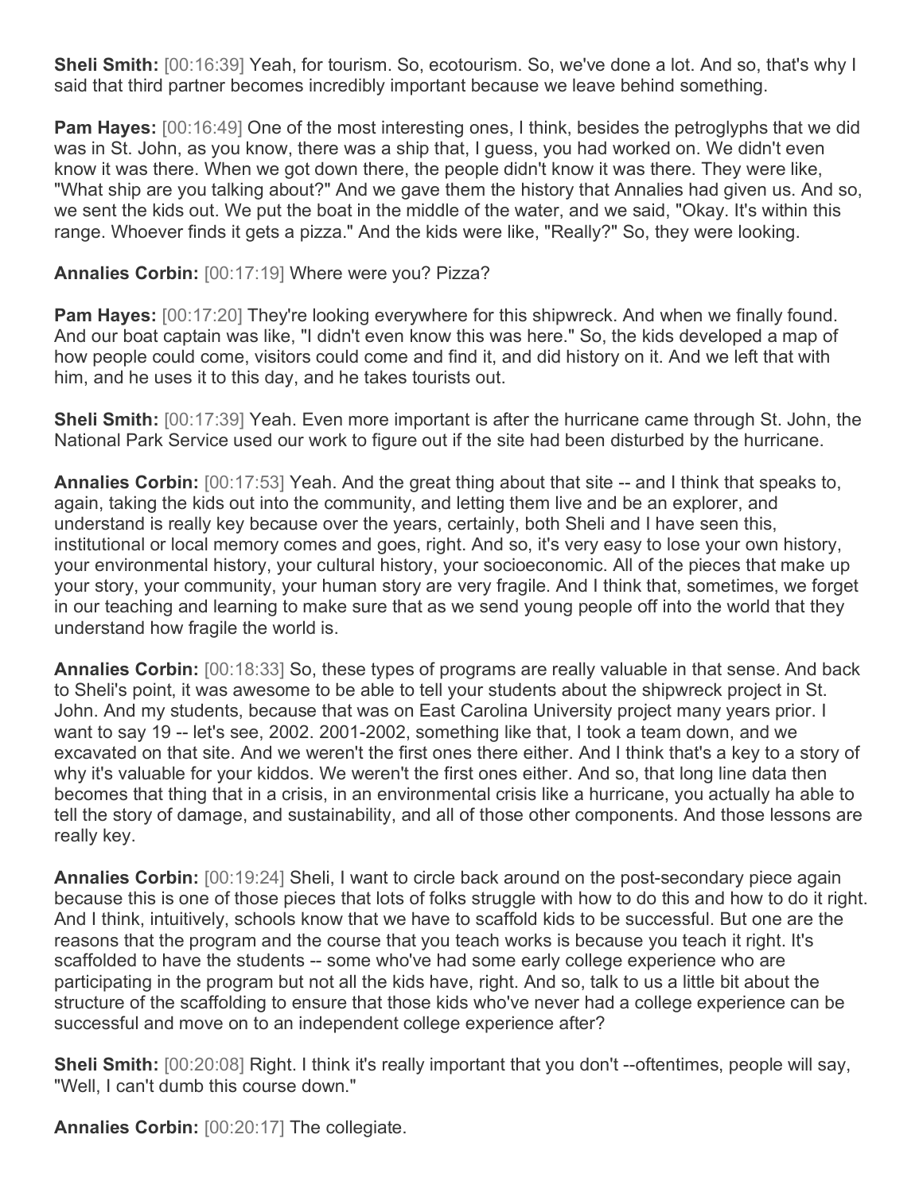**Sheli Smith:** [00:16:39] Yeah, for tourism. So, ecotourism. So, we've done a lot. And so, that's why I said that third partner becomes incredibly important because we leave behind something.

**Pam Hayes:** [00:16:49] One of the most interesting ones, I think, besides the petroglyphs that we did was in St. John, as you know, there was a ship that, I guess, you had worked on. We didn't even know it was there. When we got down there, the people didn't know it was there. They were like, "What ship are you talking about?" And we gave them the history that Annalies had given us. And so, we sent the kids out. We put the boat in the middle of the water, and we said, "Okay. It's within this range. Whoever finds it gets a pizza." And the kids were like, "Really?" So, they were looking.

**Annalies Corbin:** [00:17:19] Where were you? Pizza?

**Pam Hayes:** [00:17:20] They're looking everywhere for this shipwreck. And when we finally found. And our boat captain was like, "I didn't even know this was here." So, the kids developed a map of how people could come, visitors could come and find it, and did history on it. And we left that with him, and he uses it to this day, and he takes tourists out.

**Sheli Smith:** [00:17:39] Yeah. Even more important is after the hurricane came through St. John, the National Park Service used our work to figure out if the site had been disturbed by the hurricane.

**Annalies Corbin:** [00:17:53] Yeah. And the great thing about that site -- and I think that speaks to, again, taking the kids out into the community, and letting them live and be an explorer, and understand is really key because over the years, certainly, both Sheli and I have seen this, institutional or local memory comes and goes, right. And so, it's very easy to lose your own history, your environmental history, your cultural history, your socioeconomic. All of the pieces that make up your story, your community, your human story are very fragile. And I think that, sometimes, we forget in our teaching and learning to make sure that as we send young people off into the world that they understand how fragile the world is.

**Annalies Corbin:** [00:18:33] So, these types of programs are really valuable in that sense. And back to Sheli's point, it was awesome to be able to tell your students about the shipwreck project in St. John. And my students, because that was on East Carolina University project many years prior. I want to say 19 -- let's see, 2002. 2001-2002, something like that, I took a team down, and we excavated on that site. And we weren't the first ones there either. And I think that's a key to a story of why it's valuable for your kiddos. We weren't the first ones either. And so, that long line data then becomes that thing that in a crisis, in an environmental crisis like a hurricane, you actually ha able to tell the story of damage, and sustainability, and all of those other components. And those lessons are really key.

**Annalies Corbin:** [00:19:24] Sheli, I want to circle back around on the post-secondary piece again because this is one of those pieces that lots of folks struggle with how to do this and how to do it right. And I think, intuitively, schools know that we have to scaffold kids to be successful. But one are the reasons that the program and the course that you teach works is because you teach it right. It's scaffolded to have the students -- some who've had some early college experience who are participating in the program but not all the kids have, right. And so, talk to us a little bit about the structure of the scaffolding to ensure that those kids who've never had a college experience can be successful and move on to an independent college experience after?

**Sheli Smith:** [00:20:08] Right. I think it's really important that you don't --oftentimes, people will say, "Well, I can't dumb this course down."

**Annalies Corbin:** [00:20:17] The collegiate.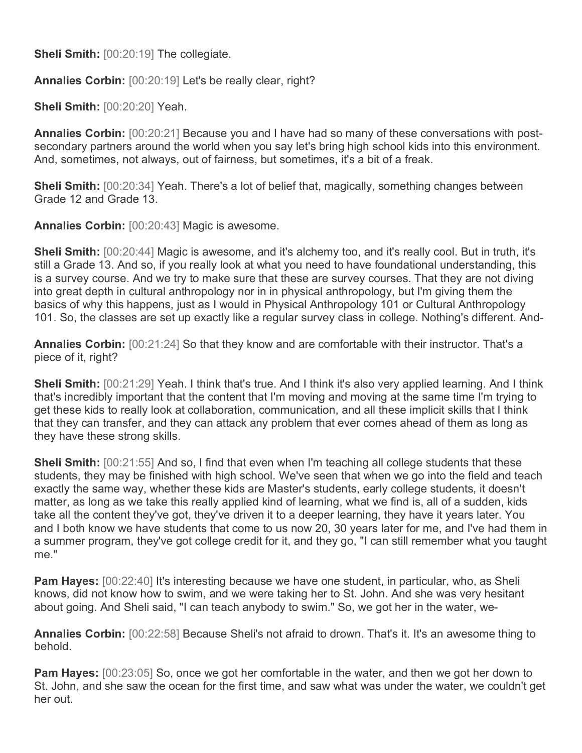**Sheli Smith:** [00:20:19] The collegiate.

**Annalies Corbin:** [00:20:19] Let's be really clear, right?

**Sheli Smith:** [00:20:20] Yeah.

**Annalies Corbin:** [00:20:21] Because you and I have had so many of these conversations with post-secondary partners around the world when you say let's bring high school kids into this environment. And, sometimes, not always, out of fairness, but sometimes, it's a bit of a freak.

**Sheli Smith:** [00:20:34] Yeah. There's a lot of belief that, magically, something changes between Grade 12 and Grade 13.

**Annalies Corbin:** [00:20:43] Magic is awesome.

**Sheli Smith:** [00:20:44] Magic is awesome, and it's alchemy too, and it's really cool. But in truth, it's still a Grade 13. And so, if you really look at what you need to have foundational understanding, this is a survey course. And we try to make sure that these are survey courses. That they are not diving into great depth in cultural anthropology nor in in physical anthropology, but I'm giving them the basics of why this happens, just as I would in Physical Anthropology 101 or Cultural Anthropology 101. So, the classes are set up exactly like a regular survey class in college. Nothing's different. And-

**Annalies Corbin:** [00:21:24] So that they know and are comfortable with their instructor. That's a piece of it, right?

**Sheli Smith:** [00:21:29] Yeah. I think that's true. And I think it's also very applied learning. And I think that's incredibly important that the content that I'm moving and moving at the same time I'm trying to get these kids to really look at collaboration, communication, and all these implicit skills that I think that they can transfer, and they can attack any problem that ever comes ahead of them as long as they have these strong skills.

**Sheli Smith:** [00:21:55] And so, I find that even when I'm teaching all college students that these students, they may be finished with high school. We've seen that when we go into the field and teach exactly the same way, whether these kids are Master's students, early college students, it doesn't matter, as long as we take this really applied kind of learning, what we find is, all of a sudden, kids take all the content they've got, they've driven it to a deeper learning, they have it years later. You and I both know we have students that come to us now 20, 30 years later for me, and I've had them in a summer program, they've got college credit for it, and they go, "I can still remember what you taught me."

**Pam Hayes:** [00:22:40] It's interesting because we have one student, in particular, who, as Sheli knows, did not know how to swim, and we were taking her to St. John. And she was very hesitant about going. And Sheli said, "I can teach anybody to swim." So, we got her in the water, we-

**Annalies Corbin:** [00:22:58] Because Sheli's not afraid to drown. That's it. It's an awesome thing to behold.

**Pam Hayes:** [00:23:05] So, once we got her comfortable in the water, and then we got her down to St. John, and she saw the ocean for the first time, and saw what was under the water, we couldn't get her out.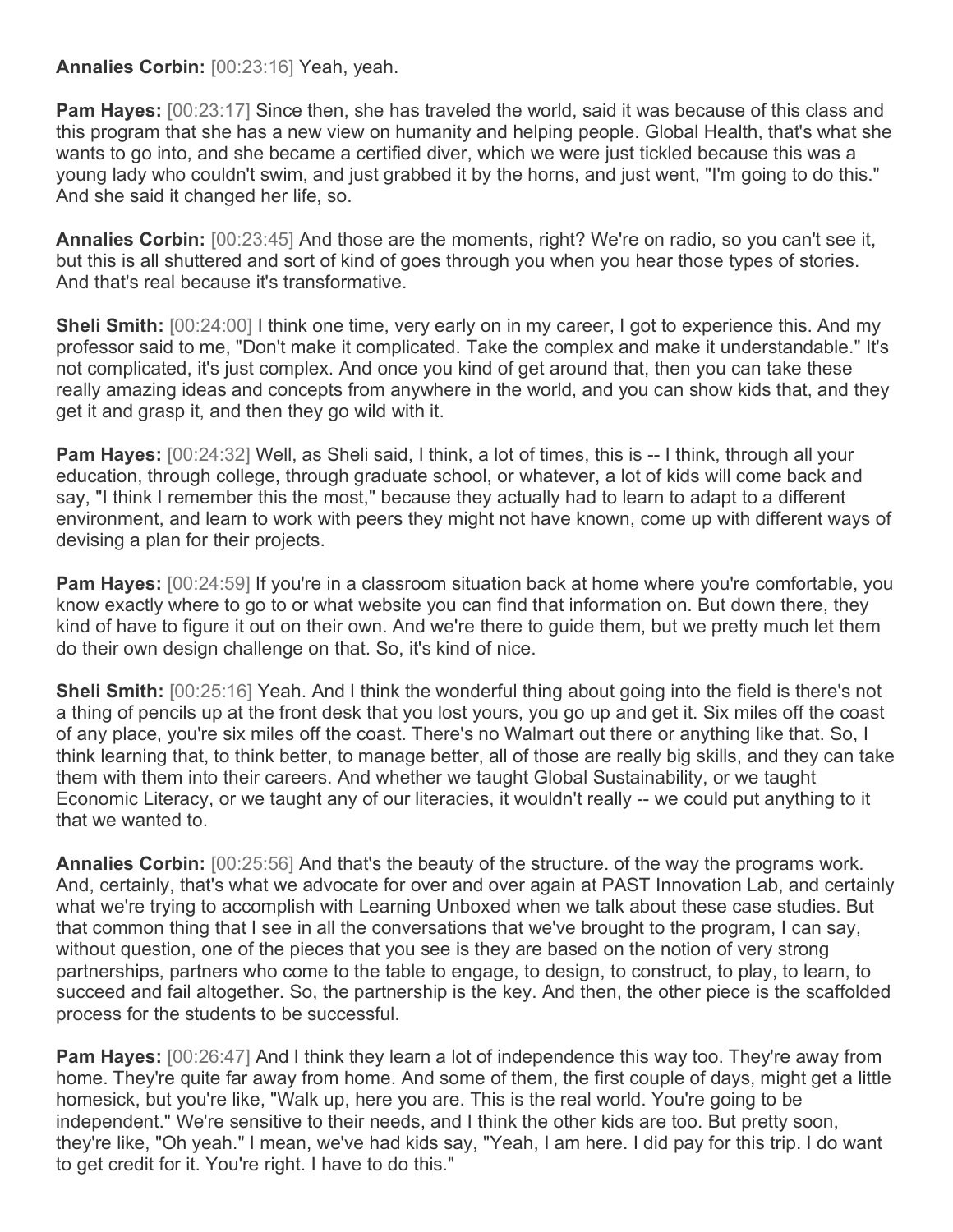**Annalies Corbin:** [00:23:16] Yeah, yeah.

**Pam Hayes:** [00:23:17] Since then, she has traveled the world, said it was because of this class and this program that she has a new view on humanity and helping people. Global Health, that's what she wants to go into, and she became a certified diver, which we were just tickled because this was a young lady who couldn't swim, and just grabbed it by the horns, and just went, "I'm going to do this." And she said it changed her life, so.

**Annalies Corbin:** [00:23:45] And those are the moments, right? We're on radio, so you can't see it, but this is all shuttered and sort of kind of goes through you when you hear those types of stories. And that's real because it's transformative.

**Sheli Smith:** [00:24:00] I think one time, very early on in my career, I got to experience this. And my professor said to me, "Don't make it complicated. Take the complex and make it understandable." It's not complicated, it's just complex. And once you kind of get around that, then you can take these really amazing ideas and concepts from anywhere in the world, and you can show kids that, and they get it and grasp it, and then they go wild with it.

**Pam Hayes:** [00:24:32] Well, as Sheli said, I think, a lot of times, this is -- I think, through all your education, through college, through graduate school, or whatever, a lot of kids will come back and say, "I think I remember this the most," because they actually had to learn to adapt to a different environment, and learn to work with peers they might not have known, come up with different ways of devising a plan for their projects.

**Pam Hayes:** [00:24:59] If you're in a classroom situation back at home where you're comfortable, you know exactly where to go to or what website you can find that information on. But down there, they kind of have to figure it out on their own. And we're there to guide them, but we pretty much let them do their own design challenge on that. So, it's kind of nice.

**Sheli Smith:** [00:25:16] Yeah. And I think the wonderful thing about going into the field is there's not a thing of pencils up at the front desk that you lost yours, you go up and get it. Six miles off the coast of any place, you're six miles off the coast. There's no Walmart out there or anything like that. So, I think learning that, to think better, to manage better, all of those are really big skills, and they can take them with them into their careers. And whether we taught Global Sustainability, or we taught Economic Literacy, or we taught any of our literacies, it wouldn't really -- we could put anything to it that we wanted to.

**Annalies Corbin:** [00:25:56] And that's the beauty of the structure. of the way the programs work. And, certainly, that's what we advocate for over and over again at PAST Innovation Lab, and certainly what we're trying to accomplish with Learning Unboxed when we talk about these case studies. But that common thing that I see in all the conversations that we've brought to the program, I can say, without question, one of the pieces that you see is they are based on the notion of very strong partnerships, partners who come to the table to engage, to design, to construct, to play, to learn, to succeed and fail altogether. So, the partnership is the key. And then, the other piece is the scaffolded process for the students to be successful.

**Pam Hayes:** [00:26:47] And I think they learn a lot of independence this way too. They're away from home. They're quite far away from home. And some of them, the first couple of days, might get a little homesick, but you're like, "Walk up, here you are. This is the real world. You're going to be independent." We're sensitive to their needs, and I think the other kids are too. But pretty soon, they're like, "Oh yeah." I mean, we've had kids say, "Yeah, I am here. I did pay for this trip. I do want to get credit for it. You're right. I have to do this."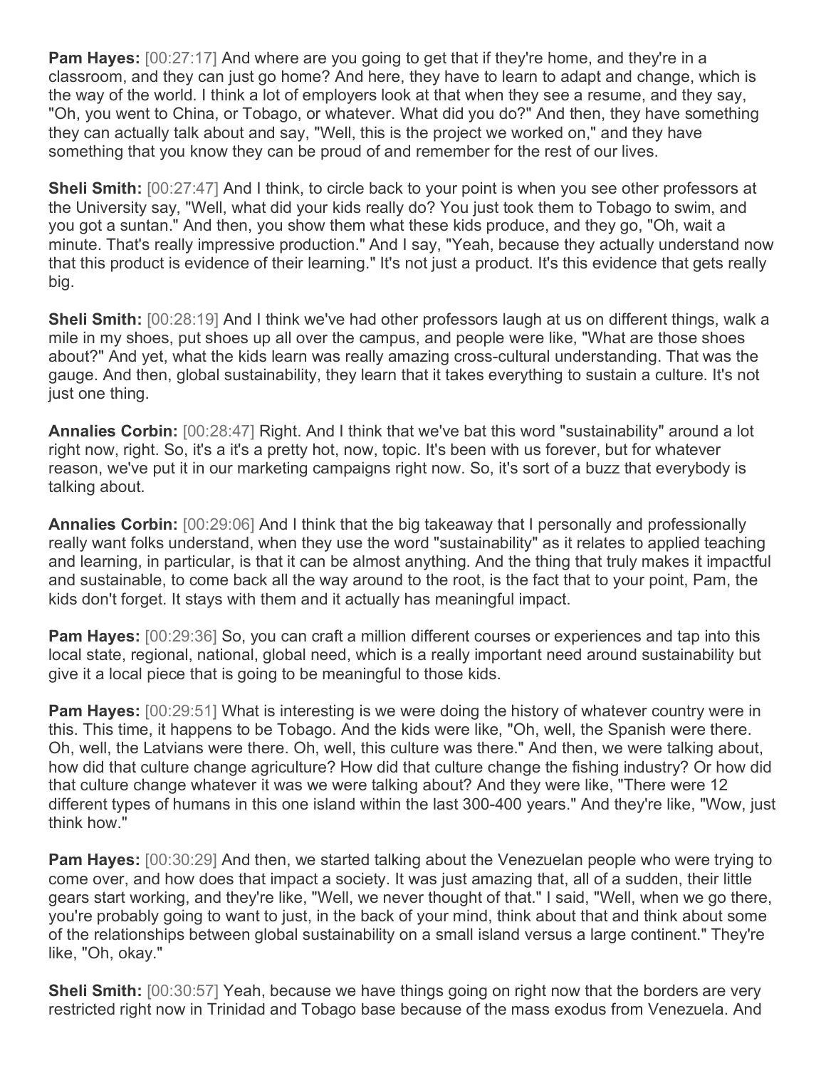**Pam Hayes:** [00:27:17] And where are you going to get that if they're home, and they're in a classroom, and they can just go home? And here, they have to learn to adapt and change, which is the way of the world. I think a lot of employers look at that when they see a resume, and they say, "Oh, you went to China, or Tobago, or whatever. What did you do?" And then, they have something they can actually talk about and say, "Well, this is the project we worked on," and they have something that you know they can be proud of and remember for the rest of our lives.

**Sheli Smith:** [00:27:47] And I think, to circle back to your point is when you see other professors at the University say, "Well, what did your kids really do? You just took them to Tobago to swim, and you got a suntan." And then, you show them what these kids produce, and they go, "Oh, wait a minute. That's really impressive production." And I say, "Yeah, because they actually understand now that this product is evidence of their learning." It's not just a product. It's this evidence that gets really big.

**Sheli Smith:** [00:28:19] And I think we've had other professors laugh at us on different things, walk a mile in my shoes, put shoes up all over the campus, and people were like, "What are those shoes about?" And yet, what the kids learn was really amazing cross-cultural understanding. That was the gauge. And then, global sustainability, they learn that it takes everything to sustain a culture. It's not just one thing.

**Annalies Corbin:** [00:28:47] Right. And I think that we've bat this word "sustainability" around a lot right now, right. So, it's a it's a pretty hot, now, topic. It's been with us forever, but for whatever reason, we've put it in our marketing campaigns right now. So, it's sort of a buzz that everybody is talking about.

**Annalies Corbin:** [00:29:06] And I think that the big takeaway that I personally and professionally really want folks understand, when they use the word "sustainability" as it relates to applied teaching and learning, in particular, is that it can be almost anything. And the thing that truly makes it impactful and sustainable, to come back all the way around to the root, is the fact that to your point, Pam, the kids don't forget. It stays with them and it actually has meaningful impact.

**Pam Hayes:** [00:29:36] So, you can craft a million different courses or experiences and tap into this local state, regional, national, global need, which is a really important need around sustainability but give it a local piece that is going to be meaningful to those kids.

**Pam Hayes:** [00:29:51] What is interesting is we were doing the history of whatever country were in this. This time, it happens to be Tobago. And the kids were like, "Oh, well, the Spanish were there. Oh, well, the Latvians were there. Oh, well, this culture was there." And then, we were talking about, how did that culture change agriculture? How did that culture change the fishing industry? Or how did that culture change whatever it was we were talking about? And they were like, "There were 12 different types of humans in this one island within the last 300-400 years." And they're like, "Wow, just think how."

**Pam Hayes:** [00:30:29] And then, we started talking about the Venezuelan people who were trying to come over, and how does that impact a society. It was just amazing that, all of a sudden, their little gears start working, and they're like, "Well, we never thought of that." I said, "Well, when we go there, you're probably going to want to just, in the back of your mind, think about that and think about some of the relationships between global sustainability on a small island versus a large continent." They're like, "Oh, okay."

**Sheli Smith:** [00:30:57] Yeah, because we have things going on right now that the borders are very restricted right now in Trinidad and Tobago base because of the mass exodus from Venezuela. And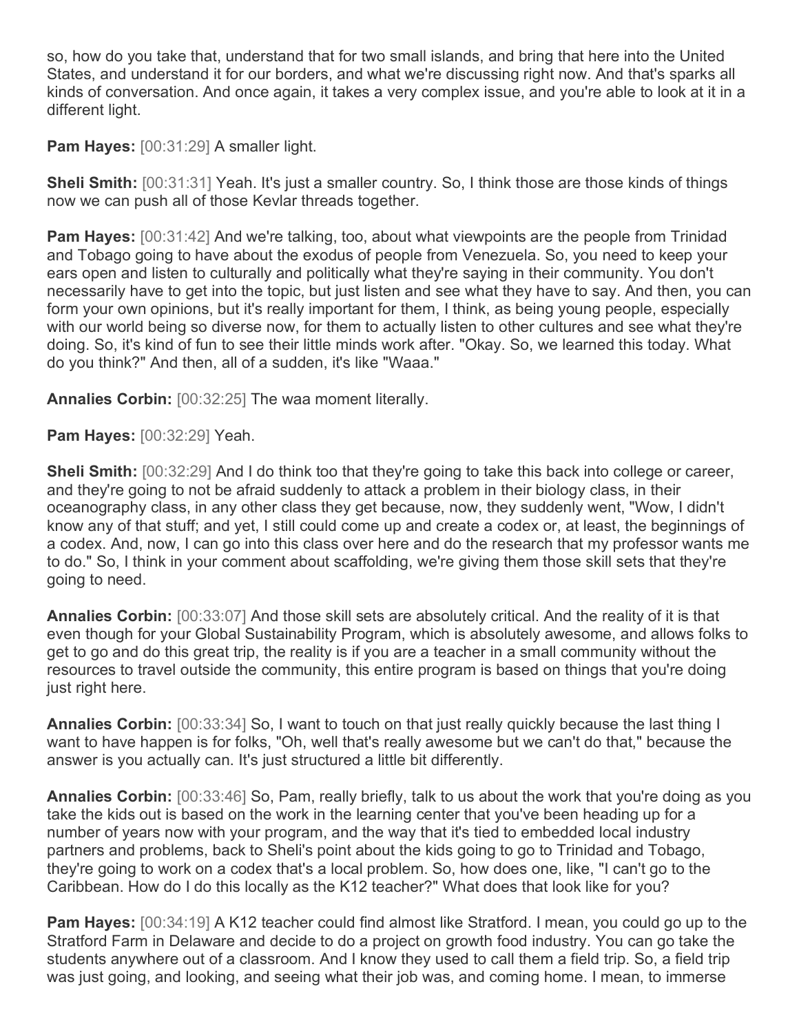so, how do you take that, understand that for two small islands, and bring that here into the United States, and understand it for our borders, and what we're discussing right now. And that's sparks all kinds of conversation. And once again, it takes a very complex issue, and you're able to look at it in a different light.

**Pam Hayes:** [00:31:29] A smaller light.

**Sheli Smith:** [00:31:31] Yeah. It's just a smaller country. So, I think those are those kinds of things now we can push all of those Kevlar threads together.

**Pam Hayes:** [00:31:42] And we're talking, too, about what viewpoints are the people from Trinidad and Tobago going to have about the exodus of people from Venezuela. So, you need to keep your ears open and listen to culturally and politically what they're saying in their community. You don't necessarily have to get into the topic, but just listen and see what they have to say. And then, you can form your own opinions, but it's really important for them, I think, as being young people, especially with our world being so diverse now, for them to actually listen to other cultures and see what they're doing. So, it's kind of fun to see their little minds work after. "Okay. So, we learned this today. What do you think?" And then, all of a sudden, it's like "Waaa."

**Annalies Corbin:** [00:32:25] The waa moment literally.

**Pam Hayes:** [00:32:29] Yeah.

**Sheli Smith:** [00:32:29] And I do think too that they're going to take this back into college or career, and they're going to not be afraid suddenly to attack a problem in their biology class, in their oceanography class, in any other class they get because, now, they suddenly went, "Wow, I didn't know any of that stuff; and yet, I still could come up and create a codex or, at least, the beginnings of a codex. And, now, I can go into this class over here and do the research that my professor wants me to do." So, I think in your comment about scaffolding, we're giving them those skill sets that they're going to need.

**Annalies Corbin:** [00:33:07] And those skill sets are absolutely critical. And the reality of it is that even though for your Global Sustainability Program, which is absolutely awesome, and allows folks to get to go and do this great trip, the reality is if you are a teacher in a small community without the resources to travel outside the community, this entire program is based on things that you're doing just right here.

**Annalies Corbin:** [00:33:34] So, I want to touch on that just really quickly because the last thing I want to have happen is for folks, "Oh, well that's really awesome but we can't do that," because the answer is you actually can. It's just structured a little bit differently.

**Annalies Corbin:** [00:33:46] So, Pam, really briefly, talk to us about the work that you're doing as you take the kids out is based on the work in the learning center that you've been heading up for a number of years now with your program, and the way that it's tied to embedded local industry partners and problems, back to Sheli's point about the kids going to go to Trinidad and Tobago, they're going to work on a codex that's a local problem. So, how does one, like, "I can't go to the Caribbean. How do I do this locally as the K12 teacher?" What does that look like for you?

**Pam Hayes:** [00:34:19] A K12 teacher could find almost like Stratford. I mean, you could go up to the Stratford Farm in Delaware and decide to do a project on growth food industry. You can go take the students anywhere out of a classroom. And I know they used to call them a field trip. So, a field trip was just going, and looking, and seeing what their job was, and coming home. I mean, to immerse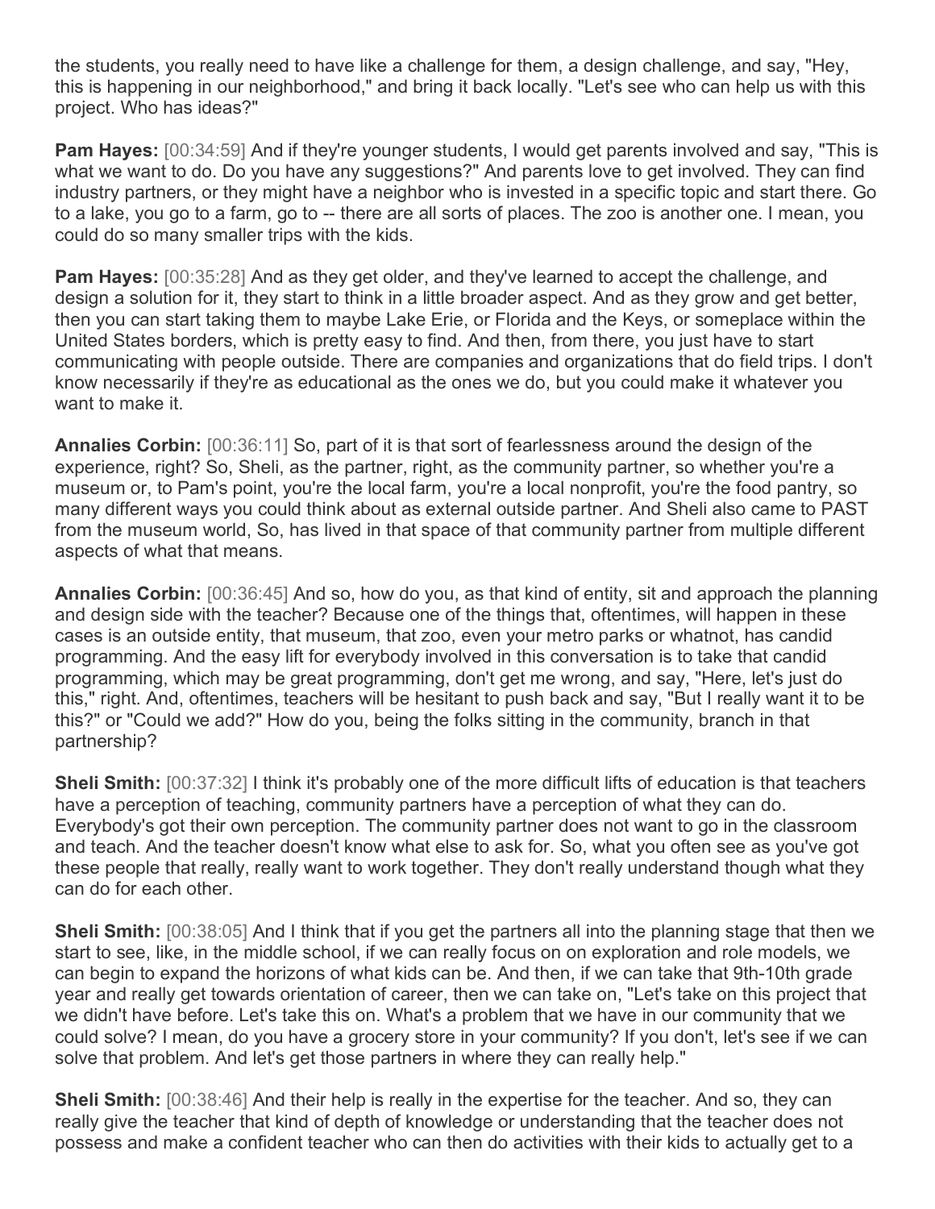the students, you really need to have like a challenge for them, a design challenge, and say, "Hey, this is happening in our neighborhood," and bring it back locally. "Let's see who can help us with this project. Who has ideas?"

**Pam Hayes:** [00:34:59] And if they're younger students, I would get parents involved and say, "This is what we want to do. Do you have any suggestions?" And parents love to get involved. They can find industry partners, or they might have a neighbor who is invested in a specific topic and start there. Go to a lake, you go to a farm, go to -- there are all sorts of places. The zoo is another one. I mean, you could do so many smaller trips with the kids.

**Pam Hayes:** [00:35:28] And as they get older, and they've learned to accept the challenge, and design a solution for it, they start to think in a little broader aspect. And as they grow and get better, then you can start taking them to maybe Lake Erie, or Florida and the Keys, or someplace within the United States borders, which is pretty easy to find. And then, from there, you just have to start communicating with people outside. There are companies and organizations that do field trips. I don't know necessarily if they're as educational as the ones we do, but you could make it whatever you want to make it.

**Annalies Corbin:** [00:36:11] So, part of it is that sort of fearlessness around the design of the experience, right? So, Sheli, as the partner, right, as the community partner, so whether you're a museum or, to Pam's point, you're the local farm, you're a local nonprofit, you're the food pantry, so many different ways you could think about as external outside partner. And Sheli also came to PAST from the museum world, So, has lived in that space of that community partner from multiple different aspects of what that means.

**Annalies Corbin:** [00:36:45] And so, how do you, as that kind of entity, sit and approach the planning and design side with the teacher? Because one of the things that, oftentimes, will happen in these cases is an outside entity, that museum, that zoo, even your metro parks or whatnot, has candid programming. And the easy lift for everybody involved in this conversation is to take that candid programming, which may be great programming, don't get me wrong, and say, "Here, let's just do this," right. And, oftentimes, teachers will be hesitant to push back and say, "But I really want it to be this?" or "Could we add?" How do you, being the folks sitting in the community, branch in that partnership?

**Sheli Smith:** [00:37:32] I think it's probably one of the more difficult lifts of education is that teachers have a perception of teaching, community partners have a perception of what they can do. Everybody's got their own perception. The community partner does not want to go in the classroom and teach. And the teacher doesn't know what else to ask for. So, what you often see as you've got these people that really, really want to work together. They don't really understand though what they can do for each other.

**Sheli Smith:** [00:38:05] And I think that if you get the partners all into the planning stage that then we start to see, like, in the middle school, if we can really focus on on exploration and role models, we can begin to expand the horizons of what kids can be. And then, if we can take that 9th-10th grade year and really get towards orientation of career, then we can take on, "Let's take on this project that we didn't have before. Let's take this on. What's a problem that we have in our community that we could solve? I mean, do you have a grocery store in your community? If you don't, let's see if we can solve that problem. And let's get those partners in where they can really help."

**Sheli Smith:** [00:38:46] And their help is really in the expertise for the teacher. And so, they can really give the teacher that kind of depth of knowledge or understanding that the teacher does not possess and make a confident teacher who can then do activities with their kids to actually get to a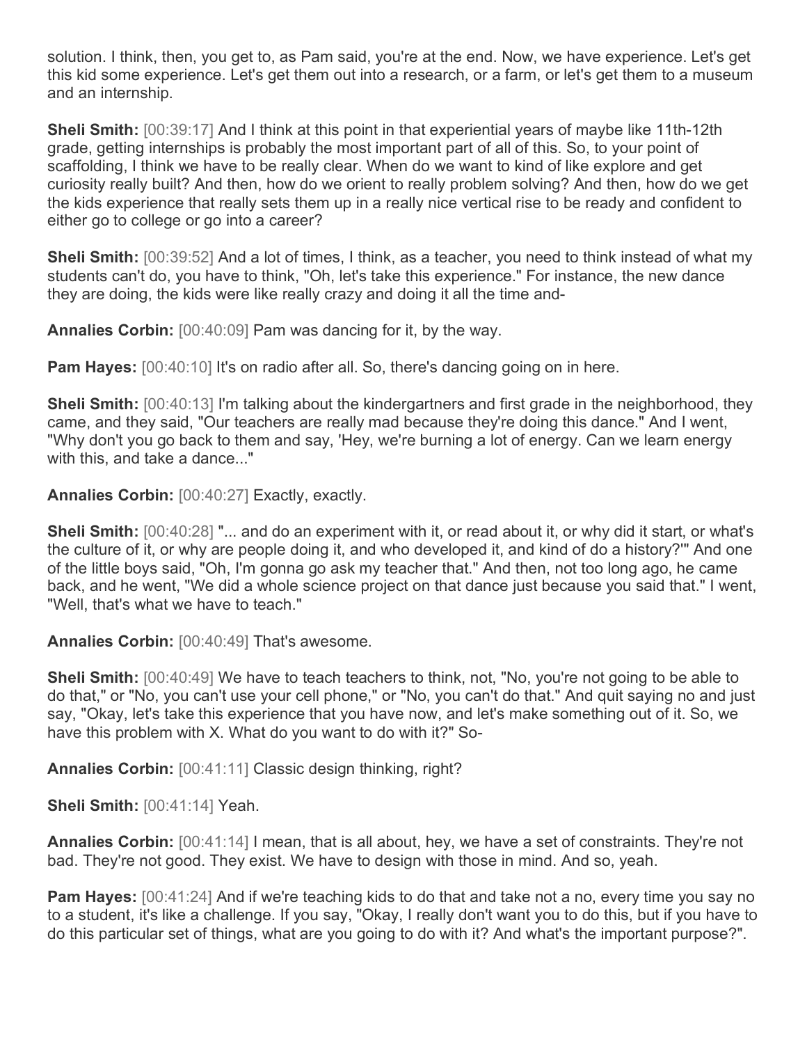solution. I think, then, you get to, as Pam said, you're at the end. Now, we have experience. Let's get this kid some experience. Let's get them out into a research, or a farm, or let's get them to a museum and an internship.

**Sheli Smith:** [00:39:17] And I think at this point in that experiential years of maybe like 11th-12th grade, getting internships is probably the most important part of all of this. So, to your point of scaffolding, I think we have to be really clear. When do we want to kind of like explore and get curiosity really built? And then, how do we orient to really problem solving? And then, how do we get the kids experience that really sets them up in a really nice vertical rise to be ready and confident to either go to college or go into a career?

**Sheli Smith:** [00:39:52] And a lot of times, I think, as a teacher, you need to think instead of what my students can't do, you have to think, "Oh, let's take this experience." For instance, the new dance they are doing, the kids were like really crazy and doing it all the time and-

**Annalies Corbin:** [00:40:09] Pam was dancing for it, by the way.

**Pam Hayes:** [00:40:10] It's on radio after all. So, there's dancing going on in here.

**Sheli Smith:** [00:40:13] I'm talking about the kindergartners and first grade in the neighborhood, they came, and they said, "Our teachers are really mad because they're doing this dance." And I went, "Why don't you go back to them and say, 'Hey, we're burning a lot of energy. Can we learn energy with this, and take a dance..."

**Annalies Corbin:** [00:40:27] Exactly, exactly.

**Sheli Smith:** [00:40:28] "... and do an experiment with it, or read about it, or why did it start, or what's the culture of it, or why are people doing it, and who developed it, and kind of do a history?'" And one of the little boys said, "Oh, I'm gonna go ask my teacher that." And then, not too long ago, he came back, and he went, "We did a whole science project on that dance just because you said that." I went, "Well, that's what we have to teach."

**Annalies Corbin:** [00:40:49] That's awesome.

**Sheli Smith:** [00:40:49] We have to teach teachers to think, not, "No, you're not going to be able to do that," or "No, you can't use your cell phone," or "No, you can't do that." And quit saying no and just say, "Okay, let's take this experience that you have now, and let's make something out of it. So, we have this problem with X. What do you want to do with it?" So-

**Annalies Corbin:** [00:41:11] Classic design thinking, right?

**Sheli Smith:** [00:41:14] Yeah.

**Annalies Corbin:** [00:41:14] I mean, that is all about, hey, we have a set of constraints. They're not bad. They're not good. They exist. We have to design with those in mind. And so, yeah.

**Pam Hayes:** [00:41:24] And if we're teaching kids to do that and take not a no, every time you say no to a student, it's like a challenge. If you say, "Okay, I really don't want you to do this, but if you have to do this particular set of things, what are you going to do with it? And what's the important purpose?".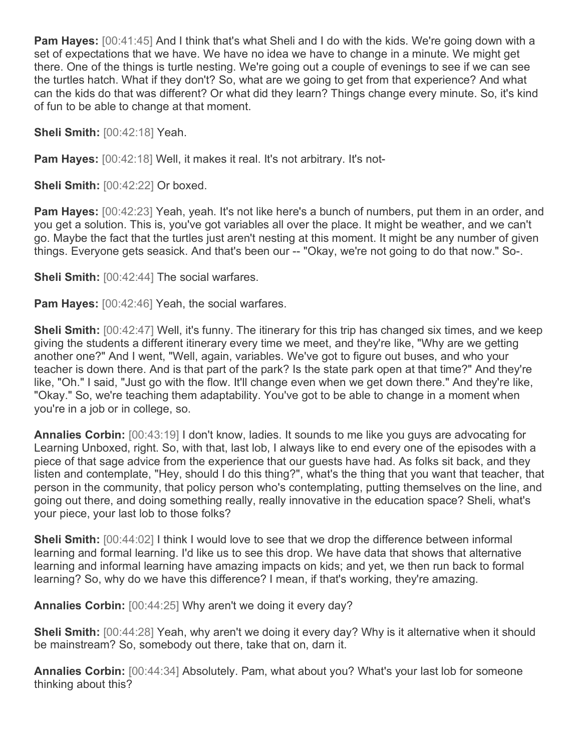**Pam Hayes:** [00:41:45] And I think that's what Sheli and I do with the kids. We're going down with a set of expectations that we have. We have no idea we have to change in a minute. We might get there. One of the things is turtle nesting. We're going out a couple of evenings to see if we can see the turtles hatch. What if they don't? So, what are we going to get from that experience? And what can the kids do that was different? Or what did they learn? Things change every minute. So, it's kind of fun to be able to change at that moment.

**Sheli Smith:** [00:42:18] Yeah.

**Pam Hayes:** [00:42:18] Well, it makes it real. It's not arbitrary. It's not-

**Sheli Smith:** [00:42:22] Or boxed.

**Pam Hayes:** [00:42:23] Yeah, yeah. It's not like here's a bunch of numbers, put them in an order, and you get a solution. This is, you've got variables all over the place. It might be weather, and we can't go. Maybe the fact that the turtles just aren't nesting at this moment. It might be any number of given things. Everyone gets seasick. And that's been our -- "Okay, we're not going to do that now." So-.

**Sheli Smith:** [00:42:44] The social warfares.

**Pam Hayes:** [00:42:46] Yeah, the social warfares.

**Sheli Smith:** [00:42:47] Well, it's funny. The itinerary for this trip has changed six times, and we keep giving the students a different itinerary every time we meet, and they're like, "Why are we getting another one?" And I went, "Well, again, variables. We've got to figure out buses, and who your teacher is down there. And is that part of the park? Is the state park open at that time?" And they're like, "Oh." I said, "Just go with the flow. It'll change even when we get down there." And they're like, "Okay." So, we're teaching them adaptability. You've got to be able to change in a moment when you're in a job or in college, so.

**Annalies Corbin:** [00:43:19] I don't know, ladies. It sounds to me like you guys are advocating for Learning Unboxed, right. So, with that, last lob, I always like to end every one of the episodes with a piece of that sage advice from the experience that our guests have had. As folks sit back, and they listen and contemplate, "Hey, should I do this thing?", what's the thing that you want that teacher, that person in the community, that policy person who's contemplating, putting themselves on the line, and going out there, and doing something really, really innovative in the education space? Sheli, what's your piece, your last lob to those folks?

**Sheli Smith:** [00:44:02] I think I would love to see that we drop the difference between informal learning and formal learning. I'd like us to see this drop. We have data that shows that alternative learning and informal learning have amazing impacts on kids; and yet, we then run back to formal learning? So, why do we have this difference? I mean, if that's working, they're amazing.

**Annalies Corbin:** [00:44:25] Why aren't we doing it every day?

**Sheli Smith:** [00:44:28] Yeah, why aren't we doing it every day? Why is it alternative when it should be mainstream? So, somebody out there, take that on, darn it.

**Annalies Corbin:** [00:44:34] Absolutely. Pam, what about you? What's your last lob for someone thinking about this?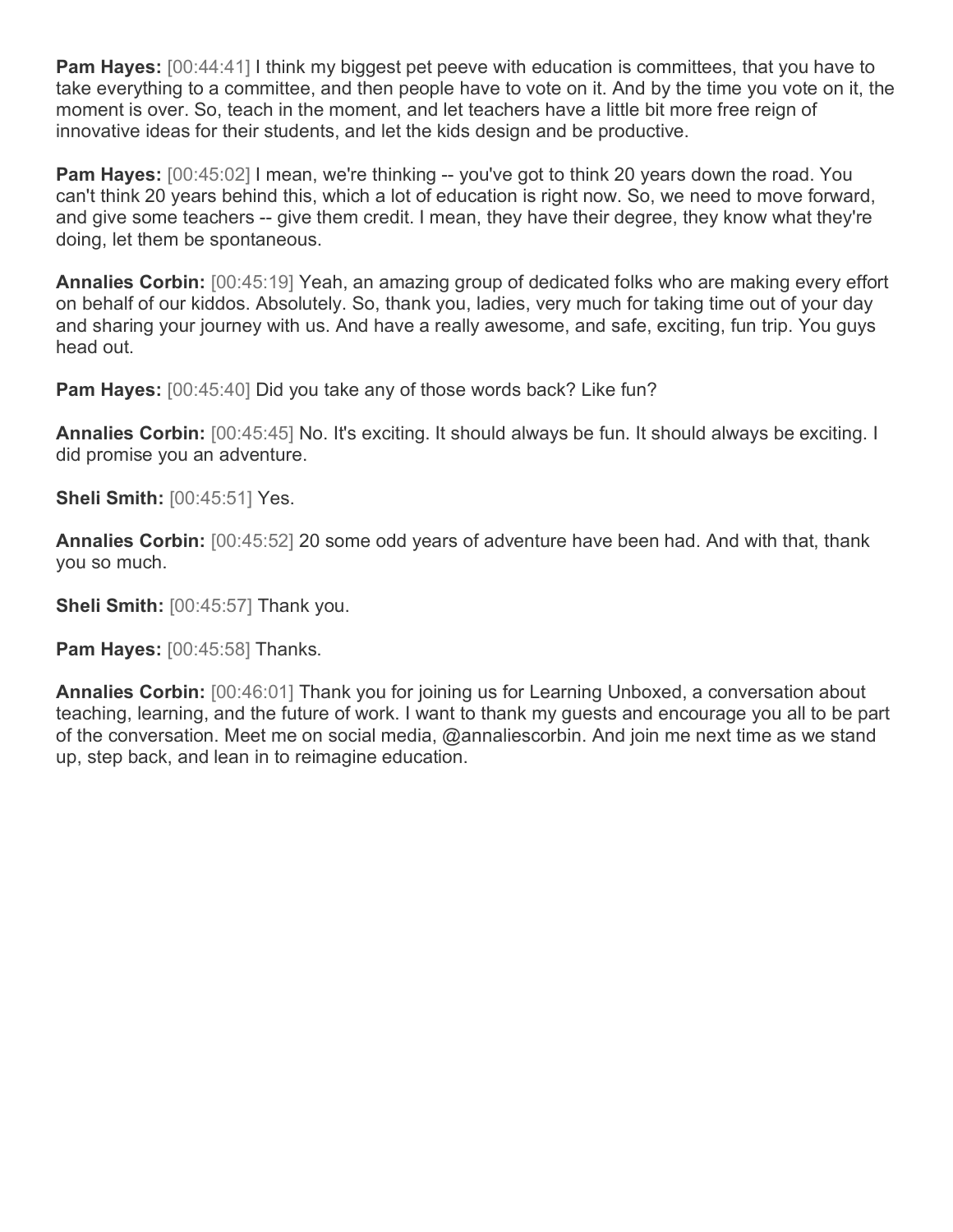**Pam Hayes:** [00:44:41] I think my biggest pet peeve with education is committees, that you have to take everything to a committee, and then people have to vote on it. And by the time you vote on it, the moment is over. So, teach in the moment, and let teachers have a little bit more free reign of innovative ideas for their students, and let the kids design and be productive.

**Pam Hayes:** [00:45:02] I mean, we're thinking -- you've got to think 20 years down the road. You can't think 20 years behind this, which a lot of education is right now. So, we need to move forward, and give some teachers -- give them credit. I mean, they have their degree, they know what they're doing, let them be spontaneous.

**Annalies Corbin:** [00:45:19] Yeah, an amazing group of dedicated folks who are making every effort on behalf of our kiddos. Absolutely. So, thank you, ladies, very much for taking time out of your day and sharing your journey with us. And have a really awesome, and safe, exciting, fun trip. You guys head out.

**Pam Hayes:** [00:45:40] Did you take any of those words back? Like fun?

**Annalies Corbin:** [00:45:45] No. It's exciting. It should always be fun. It should always be exciting. I did promise you an adventure.

**Sheli Smith:** [00:45:51] Yes.

**Annalies Corbin:** [00:45:52] 20 some odd years of adventure have been had. And with that, thank you so much.

**Sheli Smith:** [00:45:57] Thank you.

**Pam Hayes:** [00:45:58] Thanks.

**Annalies Corbin:** [00:46:01] Thank you for joining us for Learning Unboxed, a conversation about teaching, learning, and the future of work. I want to thank my guests and encourage you all to be part of the conversation. Meet me on social media, @annaliescorbin. And join me next time as we stand up, step back, and lean in to reimagine education.